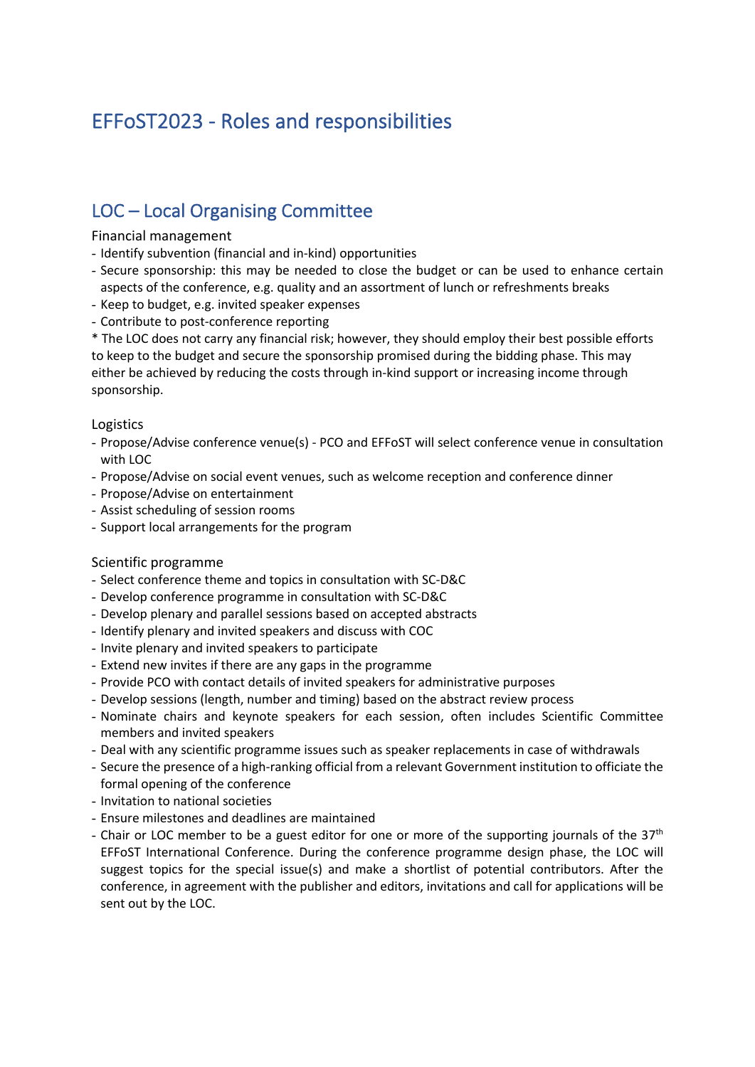# EFFoST2023 - Roles and responsibilities

## LOC – Local Organising Committee

### Financial management

- Identify subvention (financial and in-kind) opportunities
- Secure sponsorship: this may be needed to close the budget or can be used to enhance certain aspects of the conference, e.g. quality and an assortment of lunch or refreshments breaks
- Keep to budget, e.g. invited speaker expenses
- Contribute to post-conference reporting

* The LOC does not carry any financial risk; however, they should employ their best possible efforts to keep to the budget and secure the sponsorship promised during the bidding phase. This may either be achieved by reducing the costs through in-kind support or increasing income through sponsorship.

### Logistics

- Propose/Advise conference venue(s) - PCO and EFFoST will select conference venue in consultation with LOC
- Propose/Advise on social event venues, such as welcome reception and conference dinner
- Propose/Advise on entertainment
- Assist scheduling of session rooms
- Support local arrangements for the program

### Scientific programme

- Select conference theme and topics in consultation with SC-D&C
- Develop conference programme in consultation with SC-D&C
- Develop plenary and parallel sessions based on accepted abstracts
- Identify plenary and invited speakers and discuss with COC
- Invite plenary and invited speakers to participate
- Extend new invites if there are any gaps in the programme
- Provide PCO with contact details of invited speakers for administrative purposes
- Develop sessions (length, number and timing) based on the abstract review process
- Nominate chairs and keynote speakers for each session, often includes Scientific Committee members and invited speakers
- Deal with any scientific programme issues such as speaker replacements in case of withdrawals
- Secure the presence of a high-ranking official from a relevant Government institution to officiate the formal opening of the conference
- Invitation to national societies
- Ensure milestones and deadlines are maintained
- Chair or LOC member to be a guest editor for one or more of the supporting journals of the 37th EFFoST International Conference. During the conference programme design phase, the LOC will suggest topics for the special issue(s) and make a shortlist of potential contributors. After the conference, in agreement with the publisher and editors, invitations and call for applications will be sent out by the LOC.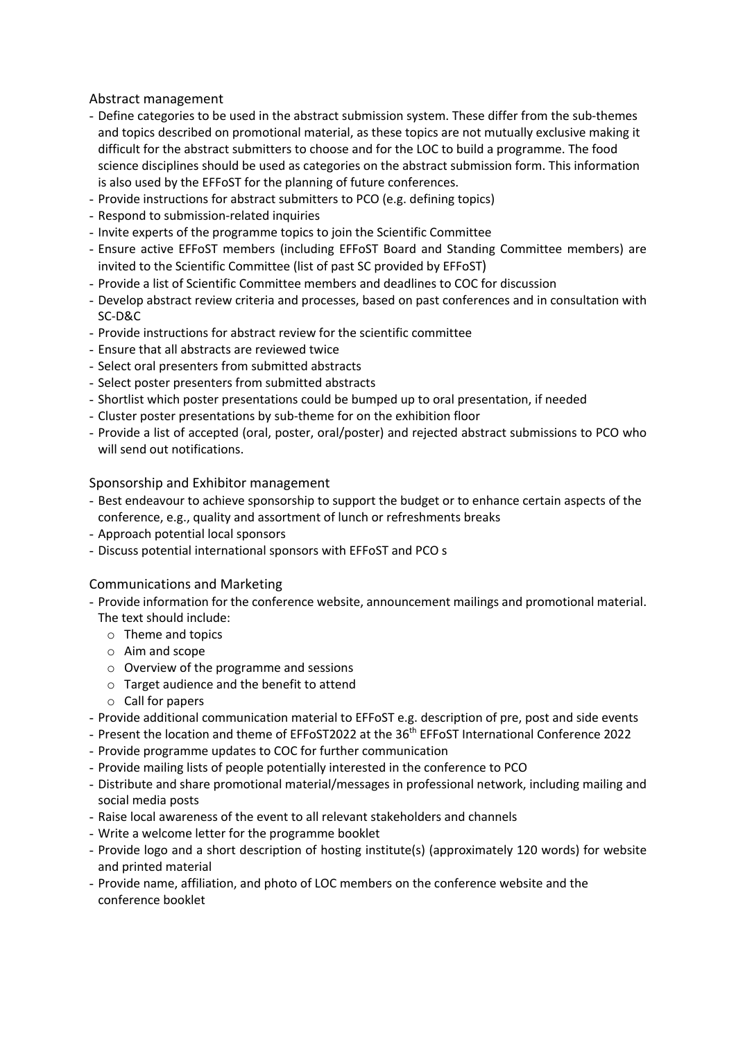## Abstract management

- Define categories to be used in the abstract submission system. These differ from the sub-themes and topics described on promotional material, as these topics are not mutually exclusive making it difficult for the abstract submitters to choose and for the LOC to build a programme. The food science disciplines should be used as categories on the abstract submission form. This information is also used by the EFFoST for the planning of future conferences.
- Provide instructions for abstract submitters to PCO (e.g. defining topics)
- Respond to submission-related inquiries
- Invite experts of the programme topics to join the Scientific Committee
- Ensure active EFFoST members (including EFFoST Board and Standing Committee members) are invited to the Scientific Committee (list of past SC provided by EFFoST)
- Provide a list of Scientific Committee members and deadlines to COC for discussion
- Develop abstract review criteria and processes, based on past conferences and in consultation with SC-D&C
- Provide instructions for abstract review for the scientific committee
- Ensure that all abstracts are reviewed twice
- Select oral presenters from submitted abstracts
- Select poster presenters from submitted abstracts
- Shortlist which poster presentations could be bumped up to oral presentation, if needed
- Cluster poster presentations by sub-theme for on the exhibition floor
- Provide a list of accepted (oral, poster, oral/poster) and rejected abstract submissions to PCO who will send out notifications.

## Sponsorship and Exhibitor management

- Best endeavour to achieve sponsorship to support the budget or to enhance certain aspects of the conference, e.g., quality and assortment of lunch or refreshments breaks
- Approach potential local sponsors
- Discuss potential international sponsors with EFFoST and PCO s

## Communications and Marketing

- Provide information for the conference website, announcement mailings and promotional material. The text should include:
  - Theme and topics
  - Aim and scope
  - Overview of the programme and sessions
  - Target audience and the benefit to attend
  - Call for papers
- Provide additional communication material to EFFoST e.g. description of pre, post and side events
- Present the location and theme of EFFoST2022 at the 36th EFFoST International Conference 2022
- Provide programme updates to COC for further communication
- Provide mailing lists of people potentially interested in the conference to PCO
- Distribute and share promotional material/messages in professional network, including mailing and social media posts
- Raise local awareness of the event to all relevant stakeholders and channels
- Write a welcome letter for the programme booklet
- Provide logo and a short description of hosting institute(s) (approximately 120 words) for website and printed material
- Provide name, affiliation, and photo of LOC members on the conference website and the conference booklet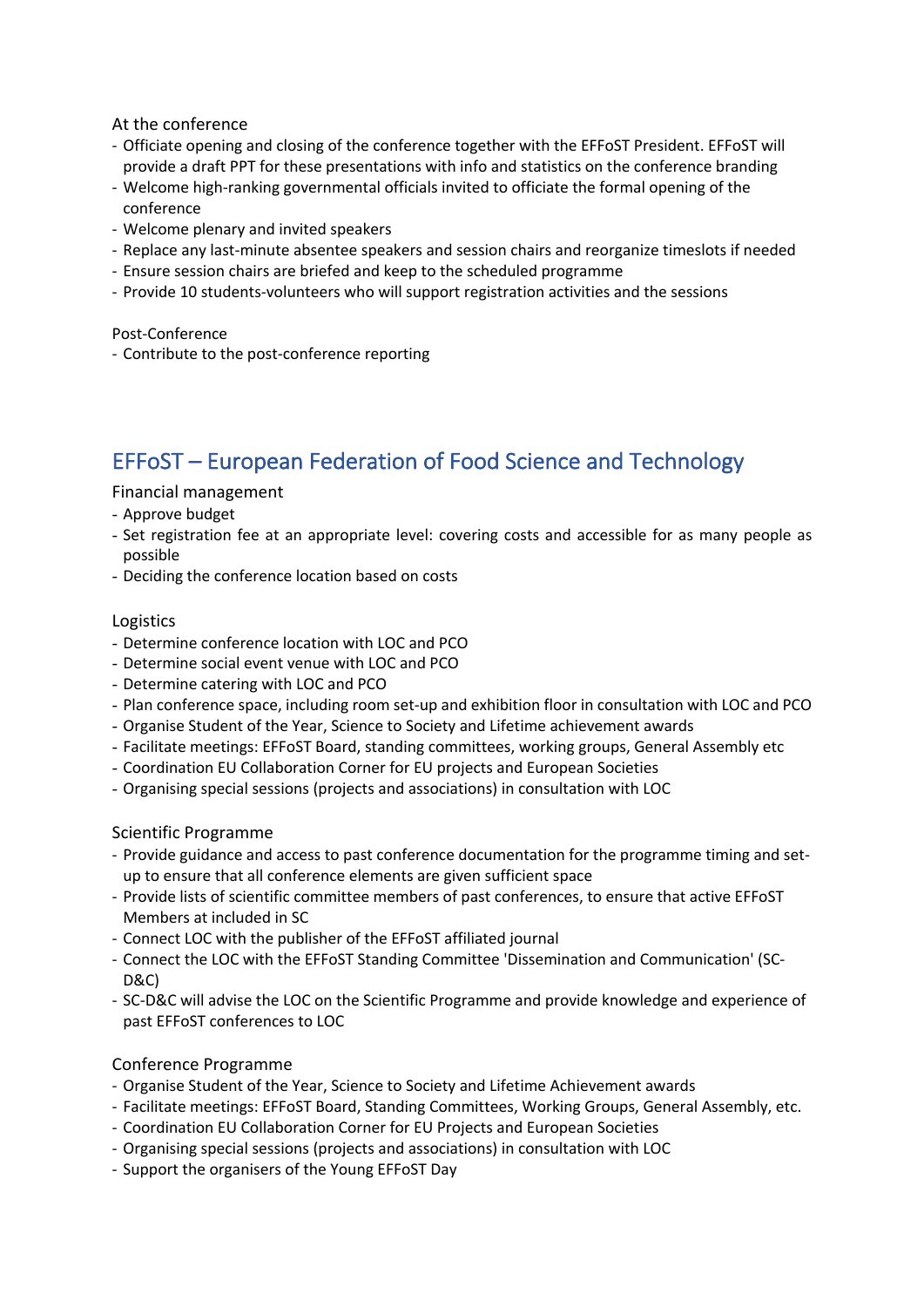### At the conference

- Officiate opening and closing of the conference together with the EFFoST President. EFFoST will provide a draft PPT for these presentations with info and statistics on the conference branding
- Welcome high-ranking governmental officials invited to officiate the formal opening of the conference
- Welcome plenary and invited speakers
- Replace any last-minute absentee speakers and session chairs and reorganize timeslots if needed
- Ensure session chairs are briefed and keep to the scheduled programme
- Provide 10 students-volunteers who will support registration activities and the sessions

### Post-Conference

- Contribute to the post-conference reporting

## EFFoST – European Federation of Food Science and Technology

### Financial management

- Approve budget
- Set registration fee at an appropriate level: covering costs and accessible for as many people as possible
- Deciding the conference location based on costs

### Logistics

- Determine conference location with LOC and PCO
- Determine social event venue with LOC and PCO
- Determine catering with LOC and PCO
- Plan conference space, including room set-up and exhibition floor in consultation with LOC and PCO
- Organise Student of the Year, Science to Society and Lifetime achievement awards
- Facilitate meetings: EFFoST Board, standing committees, working groups, General Assembly etc
- Coordination EU Collaboration Corner for EU projects and European Societies
- Organising special sessions (projects and associations) in consultation with LOC

### Scientific Programme

- Provide guidance and access to past conference documentation for the programme timing and set-up to ensure that all conference elements are given sufficient space
- Provide lists of scientific committee members of past conferences, to ensure that active EFFoST Members at included in SC
- Connect LOC with the publisher of the EFFoST affiliated journal
- Connect the LOC with the EFFoST Standing Committee 'Dissemination and Communication' (SC-D&C)
- SC-D&C will advise the LOC on the Scientific Programme and provide knowledge and experience of past EFFoST conferences to LOC

### Conference Programme

- Organise Student of the Year, Science to Society and Lifetime Achievement awards
- Facilitate meetings: EFFoST Board, Standing Committees, Working Groups, General Assembly, etc.
- Coordination EU Collaboration Corner for EU Projects and European Societies
- Organising special sessions (projects and associations) in consultation with LOC
- Support the organisers of the Young EFFoST Day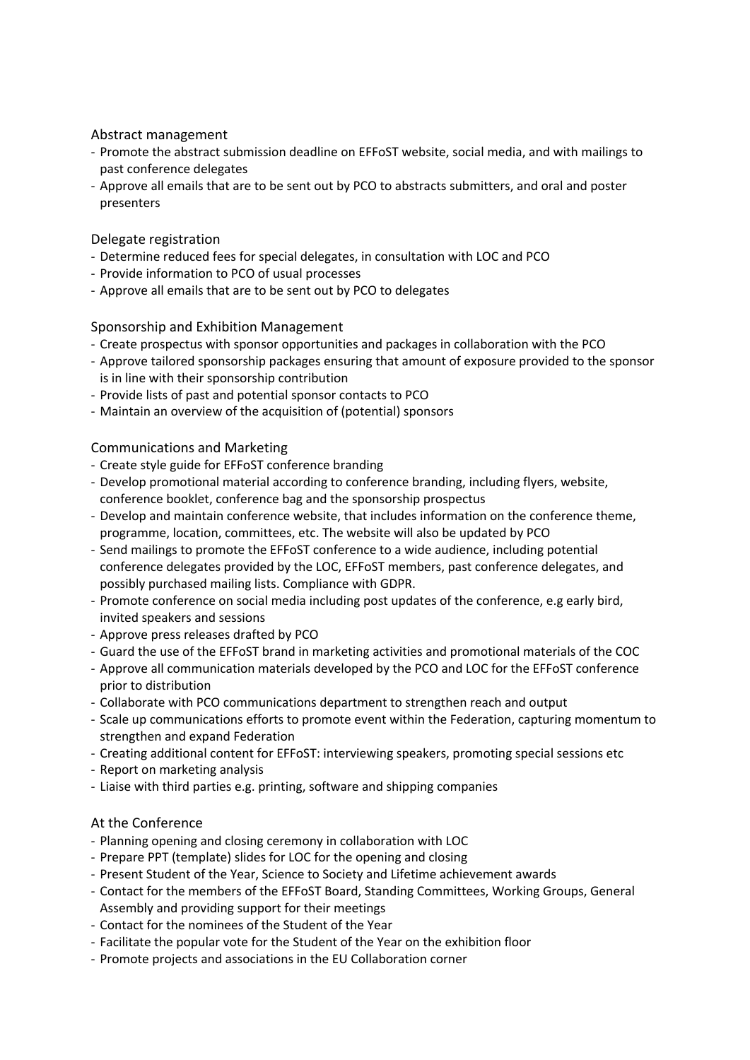Abstract management

- Promote the abstract submission deadline on EFFoST website, social media, and with mailings to past conference delegates
- Approve all emails that are to be sent out by PCO to abstracts submitters, and oral and poster presenters

Delegate registration

- Determine reduced fees for special delegates, in consultation with LOC and PCO
- Provide information to PCO of usual processes
- Approve all emails that are to be sent out by PCO to delegates

Sponsorship and Exhibition Management

- Create prospectus with sponsor opportunities and packages in collaboration with the PCO
- Approve tailored sponsorship packages ensuring that amount of exposure provided to the sponsor is in line with their sponsorship contribution
- Provide lists of past and potential sponsor contacts to PCO
- Maintain an overview of the acquisition of (potential) sponsors

Communications and Marketing

- Create style guide for EFFoST conference branding
- Develop promotional material according to conference branding, including flyers, website, conference booklet, conference bag and the sponsorship prospectus
- Develop and maintain conference website, that includes information on the conference theme, programme, location, committees, etc. The website will also be updated by PCO
- Send mailings to promote the EFFoST conference to a wide audience, including potential conference delegates provided by the LOC, EFFoST members, past conference delegates, and possibly purchased mailing lists. Compliance with GDPR.
- Promote conference on social media including post updates of the conference, e.g early bird, invited speakers and sessions
- Approve press releases drafted by PCO
- Guard the use of the EFFoST brand in marketing activities and promotional materials of the COC
- Approve all communication materials developed by the PCO and LOC for the EFFoST conference prior to distribution
- Collaborate with PCO communications department to strengthen reach and output
- Scale up communications efforts to promote event within the Federation, capturing momentum to strengthen and expand Federation
- Creating additional content for EFFoST: interviewing speakers, promoting special sessions etc
- Report on marketing analysis
- Liaise with third parties e.g. printing, software and shipping companies

At the Conference

- Planning opening and closing ceremony in collaboration with LOC
- Prepare PPT (template) slides for LOC for the opening and closing
- Present Student of the Year, Science to Society and Lifetime achievement awards
- Contact for the members of the EFFoST Board, Standing Committees, Working Groups, General Assembly and providing support for their meetings
- Contact for the nominees of the Student of the Year
- Facilitate the popular vote for the Student of the Year on the exhibition floor
- Promote projects and associations in the EU Collaboration corner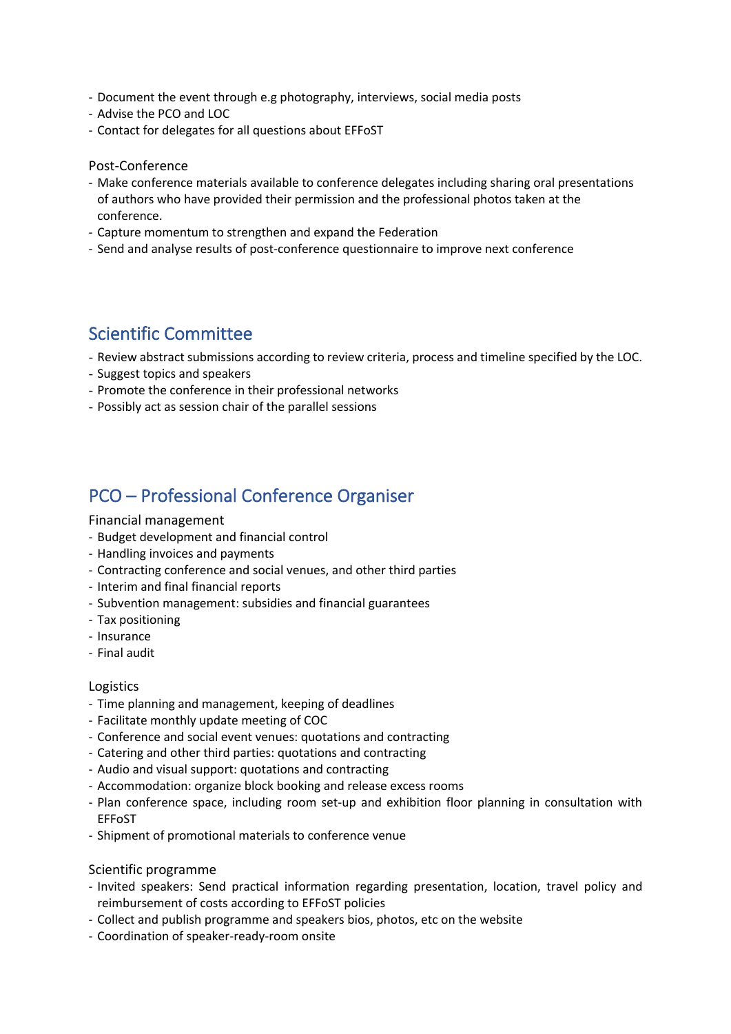- Document the event through e.g photography, interviews, social media posts
- Advise the PCO and LOC
- Contact for delegates for all questions about EFFoST

Post-Conference

- Make conference materials available to conference delegates including sharing oral presentations of authors who have provided their permission and the professional photos taken at the conference.
- Capture momentum to strengthen and expand the Federation
- Send and analyse results of post-conference questionnaire to improve next conference

## Scientific Committee

- Review abstract submissions according to review criteria, process and timeline specified by the LOC.
- Suggest topics and speakers
- Promote the conference in their professional networks
- Possibly act as session chair of the parallel sessions

## PCO – Professional Conference Organiser

Financial management

- Budget development and financial control
- Handling invoices and payments
- Contracting conference and social venues, and other third parties
- Interim and final financial reports
- Subvention management: subsidies and financial guarantees
- Tax positioning
- Insurance
- Final audit

Logistics

- Time planning and management, keeping of deadlines
- Facilitate monthly update meeting of COC
- Conference and social event venues: quotations and contracting
- Catering and other third parties: quotations and contracting
- Audio and visual support: quotations and contracting
- Accommodation: organize block booking and release excess rooms
- Plan conference space, including room set-up and exhibition floor planning in consultation with EFFoST
- Shipment of promotional materials to conference venue

Scientific programme

- Invited speakers: Send practical information regarding presentation, location, travel policy and reimbursement of costs according to EFFoST policies
- Collect and publish programme and speakers bios, photos, etc on the website
- Coordination of speaker-ready-room onsite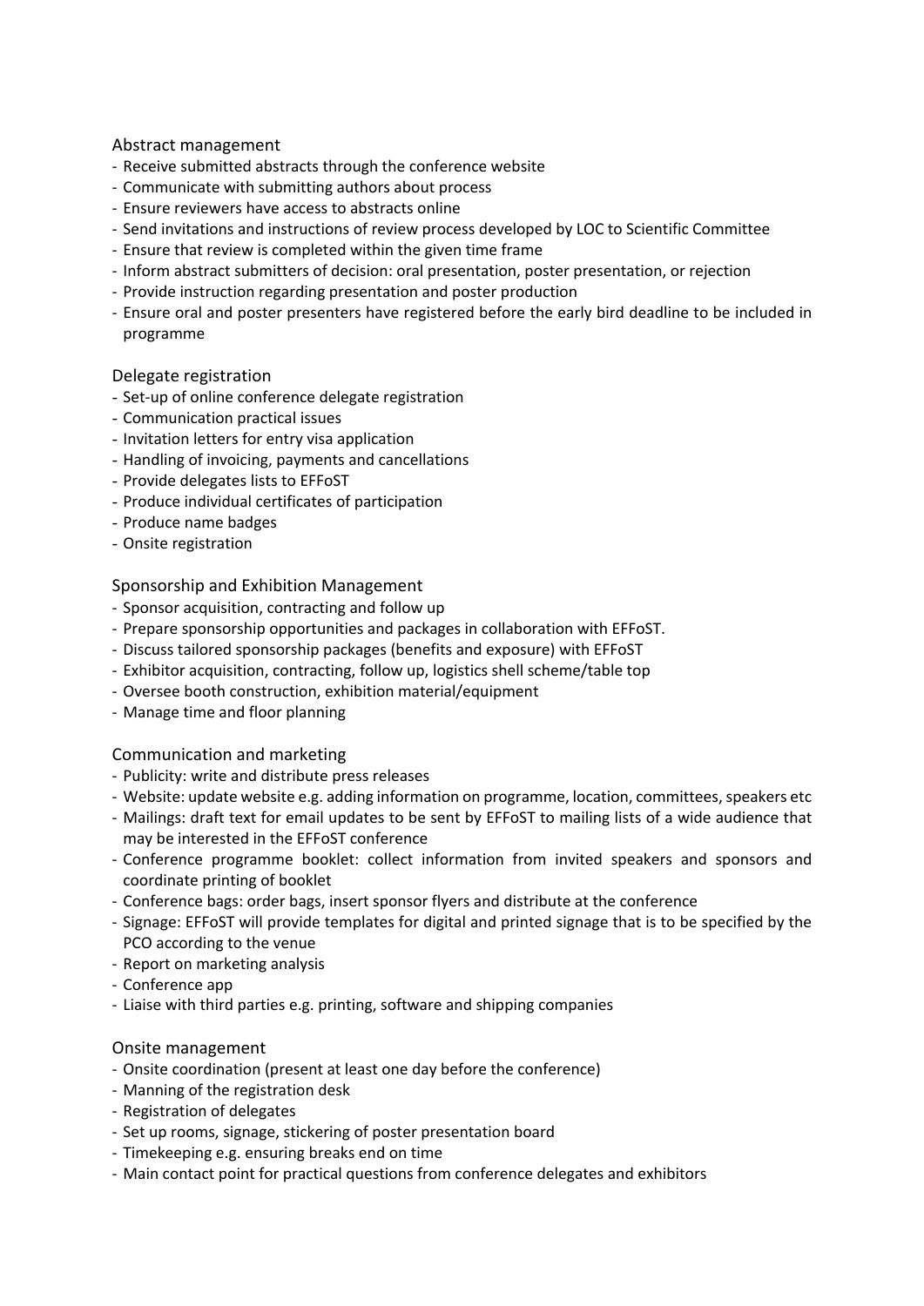## Abstract management

- Receive submitted abstracts through the conference website
- Communicate with submitting authors about process
- Ensure reviewers have access to abstracts online
- Send invitations and instructions of review process developed by LOC to Scientific Committee
- Ensure that review is completed within the given time frame
- Inform abstract submitters of decision: oral presentation, poster presentation, or rejection
- Provide instruction regarding presentation and poster production
- Ensure oral and poster presenters have registered before the early bird deadline to be included in programme

## Delegate registration

- Set-up of online conference delegate registration
- Communication practical issues
- Invitation letters for entry visa application
- Handling of invoicing, payments and cancellations
- Provide delegates lists to EFFoST
- Produce individual certificates of participation
- Produce name badges
- Onsite registration

## Sponsorship and Exhibition Management

- Sponsor acquisition, contracting and follow up
- Prepare sponsorship opportunities and packages in collaboration with EFFoST.
- Discuss tailored sponsorship packages (benefits and exposure) with EFFoST
- Exhibitor acquisition, contracting, follow up, logistics shell scheme/table top
- Oversee booth construction, exhibition material/equipment
- Manage time and floor planning

## Communication and marketing

- Publicity: write and distribute press releases
- Website: update website e.g. adding information on programme, location, committees, speakers etc
- Mailings: draft text for email updates to be sent by EFFoST to mailing lists of a wide audience that may be interested in the EFFoST conference
- Conference programme booklet: collect information from invited speakers and sponsors and coordinate printing of booklet
- Conference bags: order bags, insert sponsor flyers and distribute at the conference
- Signage: EFFoST will provide templates for digital and printed signage that is to be specified by the PCO according to the venue
- Report on marketing analysis
- Conference app
- Liaise with third parties e.g. printing, software and shipping companies

## Onsite management

- Onsite coordination (present at least one day before the conference)
- Manning of the registration desk
- Registration of delegates
- Set up rooms, signage, stickering of poster presentation board
- Timekeeping e.g. ensuring breaks end on time
- Main contact point for practical questions from conference delegates and exhibitors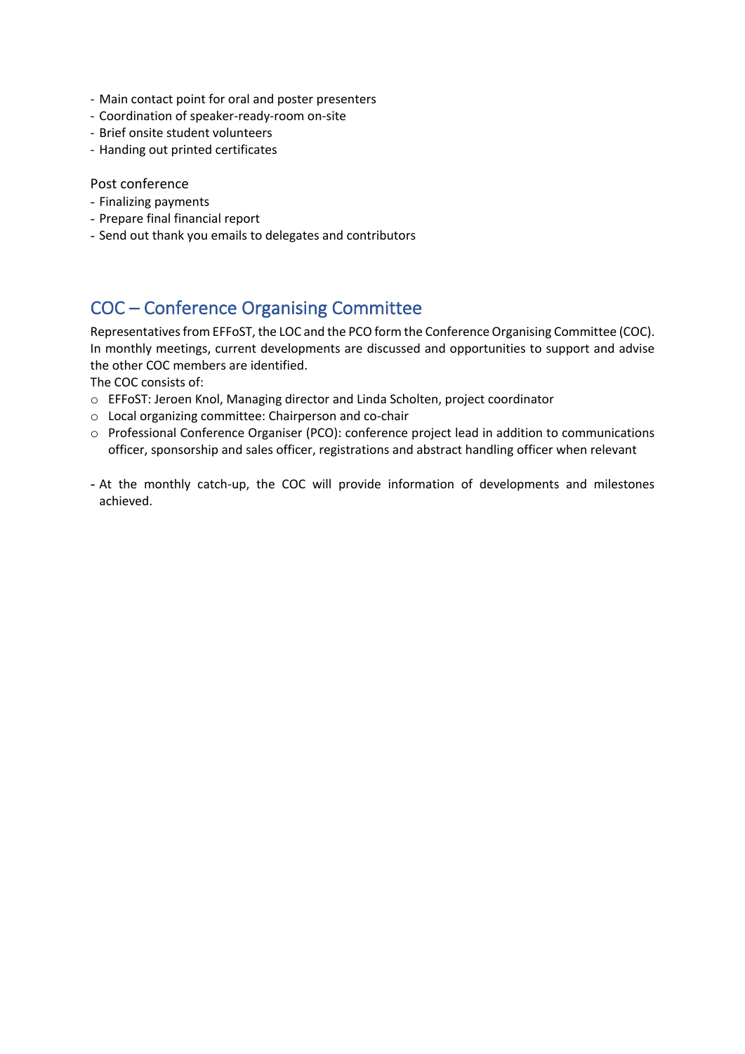- Main contact point for oral and poster presenters
- Coordination of speaker-ready-room on-site
- Brief onsite student volunteers
- Handing out printed certificates

Post conference

- Finalizing payments
- Prepare final financial report
- Send out thank you emails to delegates and contributors

## COC – Conference Organising Committee

Representatives from EFFoST, the LOC and the PCO form the Conference Organising Committee (COC). In monthly meetings, current developments are discussed and opportunities to support and advise the other COC members are identified.

The COC consists of:

- EFFoST: Jeroen Knol, Managing director and Linda Scholten, project coordinator
- Local organizing committee: Chairperson and co-chair
- Professional Conference Organiser (PCO): conference project lead in addition to communications officer, sponsorship and sales officer, registrations and abstract handling officer when relevant

- At the monthly catch-up, the COC will provide information of developments and milestones achieved.